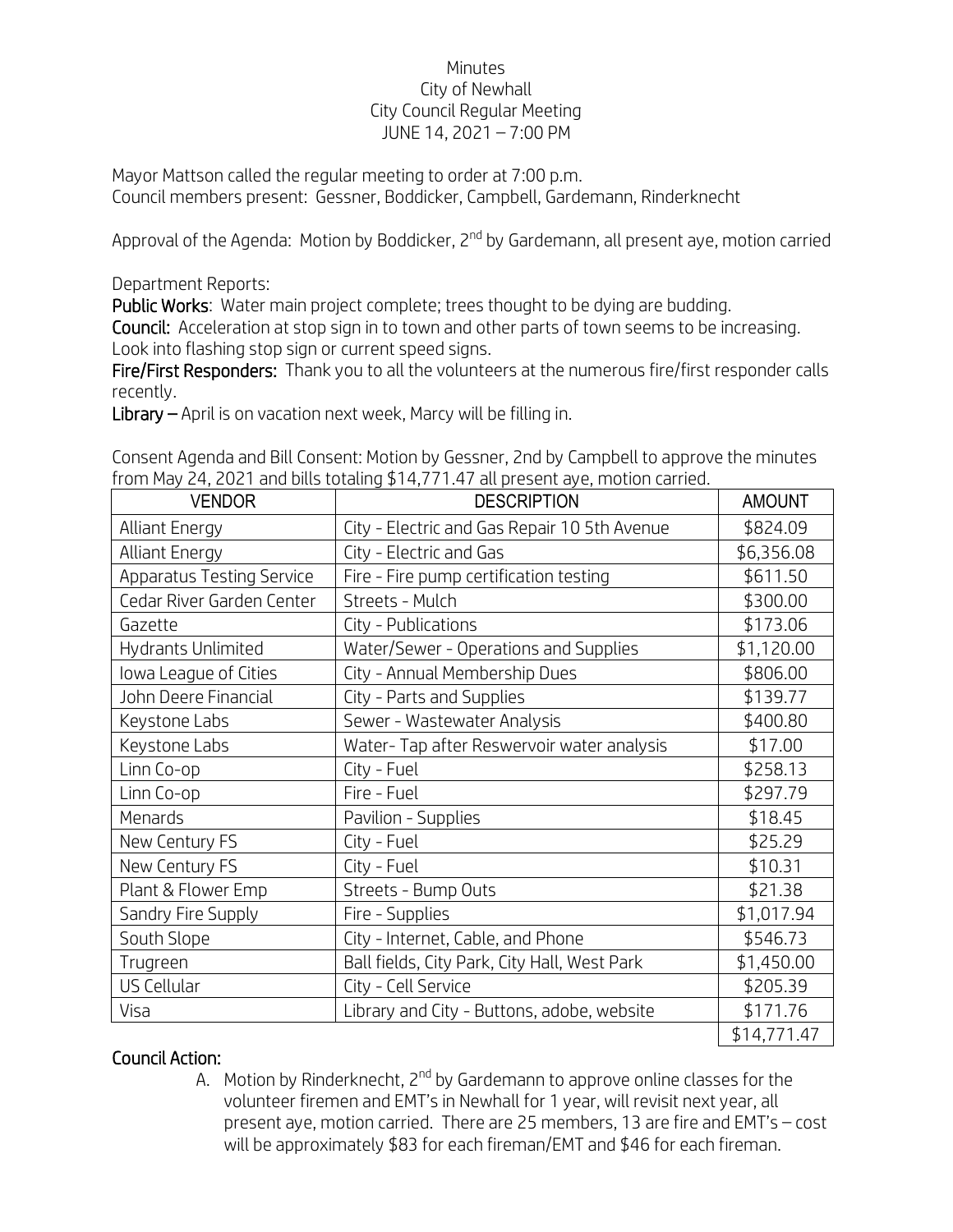Minutes
City of Newhall
City Council Regular Meeting
JUNE 14, 2021 – 7:00 PM

Mayor Mattson called the regular meeting to order at 7:00 p.m.
Council members present: Gessner, Boddicker, Campbell, Gardemann, Rinderknecht

Approval of the Agenda: Motion by Boddicker, 2nd by Gardemann, all present aye, motion carried

Department Reports:

**Public Works**: Water main project complete; trees thought to be dying are budding.

**Council:** Acceleration at stop sign in to town and other parts of town seems to be increasing. Look into flashing stop sign or current speed signs.

**Fire/First Responders:** Thank you to all the volunteers at the numerous fire/first responder calls recently.

**Library** – April is on vacation next week, Marcy will be filling in.

Consent Agenda and Bill Consent: Motion by Gessner, 2nd by Campbell to approve the minutes from May 24, 2021 and bills totaling $14,771.47 all present aye, motion carried.

| VENDOR | DESCRIPTION | AMOUNT |
|---|---|---|
| Alliant Energy | City - Electric and Gas Repair 10 5th Avenue | $824.09 |
| Alliant Energy | City - Electric and Gas | $6,356.08 |
| Apparatus Testing Service | Fire - Fire pump certification testing | $611.50 |
| Cedar River Garden Center | Streets - Mulch | $300.00 |
| Gazette | City - Publications | $173.06 |
| Hydrants Unlimited | Water/Sewer - Operations and Supplies | $1,120.00 |
| Iowa League of Cities | City - Annual Membership Dues | $806.00 |
| John Deere Financial | City - Parts and Supplies | $139.77 |
| Keystone Labs | Sewer - Wastewater Analysis | $400.80 |
| Keystone Labs | Water- Tap after Reswervoir water analysis | $17.00 |
| Linn Co-op | City - Fuel | $258.13 |
| Linn Co-op | Fire - Fuel | $297.79 |
| Menards | Pavilion - Supplies | $18.45 |
| New Century FS | City - Fuel | $25.29 |
| New Century FS | City - Fuel | $10.31 |
| Plant & Flower Emp | Streets - Bump Outs | $21.38 |
| Sandry Fire Supply | Fire - Supplies | $1,017.94 |
| South Slope | City - Internet, Cable, and Phone | $546.73 |
| Trugreen | Ball fields, City Park, City Hall, West Park | $1,450.00 |
| US Cellular | City - Cell Service | $205.39 |
| Visa | Library and City - Buttons, adobe, website | $171.76 |
| | | $14,771.47 |

**Council Action:**

A. Motion by Rinderknecht, 2nd by Gardemann to approve online classes for the volunteer firemen and EMT's in Newhall for 1 year, will revisit next year, all present aye, motion carried. There are 25 members, 13 are fire and EMT's – cost will be approximately $83 for each fireman/EMT and $46 for each fireman.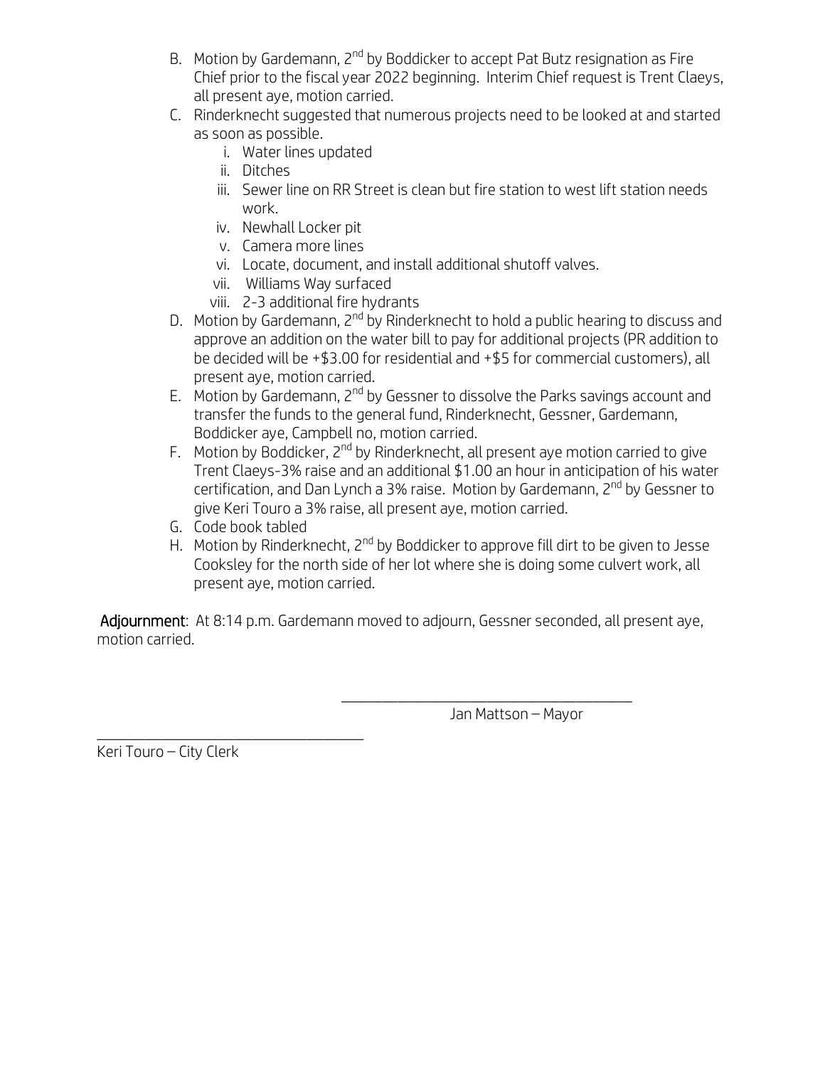B. Motion by Gardemann, 2nd by Boddicker to accept Pat Butz resignation as Fire Chief prior to the fiscal year 2022 beginning. Interim Chief request is Trent Claeys, all present aye, motion carried.

C. Rinderknecht suggested that numerous projects need to be looked at and started as soon as possible.
   i. Water lines updated
   ii. Ditches
   iii. Sewer line on RR Street is clean but fire station to west lift station needs work.
   iv. Newhall Locker pit
   v. Camera more lines
   vi. Locate, document, and install additional shutoff valves.
   vii. Williams Way surfaced
   viii. 2-3 additional fire hydrants

D. Motion by Gardemann, 2nd by Rinderknecht to hold a public hearing to discuss and approve an addition on the water bill to pay for additional projects (PR addition to be decided will be +$3.00 for residential and +$5 for commercial customers), all present aye, motion carried.

E. Motion by Gardemann, 2nd by Gessner to dissolve the Parks savings account and transfer the funds to the general fund, Rinderknecht, Gessner, Gardemann, Boddicker aye, Campbell no, motion carried.

F. Motion by Boddicker, 2nd by Rinderknecht, all present aye motion carried to give Trent Claeys-3% raise and an additional $1.00 an hour in anticipation of his water certification, and Dan Lynch a 3% raise. Motion by Gardemann, 2nd by Gessner to give Keri Touro a 3% raise, all present aye, motion carried.

G. Code book tabled

H. Motion by Rinderknecht, 2nd by Boddicker to approve fill dirt to be given to Jesse Cooksley for the north side of her lot where she is doing some culvert work, all present aye, motion carried.

**Adjournment**: At 8:14 p.m. Gardemann moved to adjourn, Gessner seconded, all present aye, motion carried.

\_\_\_\_\_\_\_\_\_\_\_\_\_\_\_\_\_\_\_\_\_\_\_\_\_\_\_\_\_\_\_\_\_\_\_\_\_\_\_\_
Jan Mattson – Mayor

\_\_\_\_\_\_\_\_\_\_\_\_\_\_\_\_\_\_\_\_\_\_\_\_\_\_\_\_\_\_\_\_\_\_\_\_\_\_\_\_
Keri Touro – City Clerk